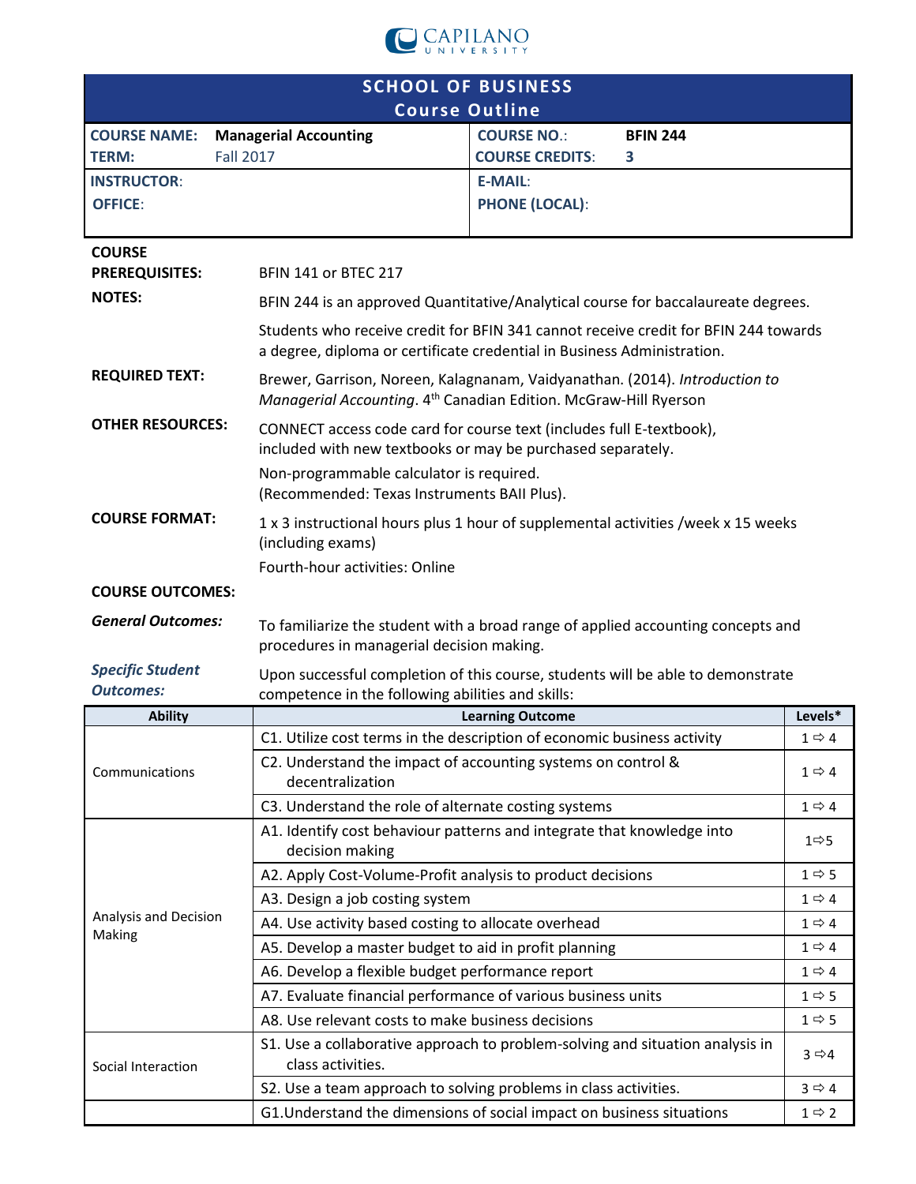CAPILANO UNIVERSITY

# SCHOOL OF BUSINESS
## Course Outline

| | | | |
|---|---|---|---|
| **COURSE NAME:** | **Managerial Accounting** | **COURSE NO.:** | **BFIN 244** |
| **TERM:** | Fall 2017 | **COURSE CREDITS:** | **3** |
| **INSTRUCTOR:** | | **E-MAIL:** | |
| **OFFICE:** | | **PHONE (LOCAL):** | |

**COURSE PREREQUISITES:** BFIN 141 or BTEC 217

**NOTES:** BFIN 244 is an approved Quantitative/Analytical course for baccalaureate degrees.

Students who receive credit for BFIN 341 cannot receive credit for BFIN 244 towards a degree, diploma or certificate credential in Business Administration.

**REQUIRED TEXT:** Brewer, Garrison, Noreen, Kalagnanam, Vaidyanathan. (2014). *Introduction to Managerial Accounting*. 4th Canadian Edition. McGraw-Hill Ryerson

**OTHER RESOURCES:** CONNECT access code card for course text (includes full E-textbook), included with new textbooks or may be purchased separately.

Non-programmable calculator is required. (Recommended: Texas Instruments BAII Plus).

**COURSE FORMAT:** 1 x 3 instructional hours plus 1 hour of supplemental activities /week x 15 weeks (including exams)

Fourth-hour activities: Online

**COURSE OUTCOMES:**

***General Outcomes:*** To familiarize the student with a broad range of applied accounting concepts and procedures in managerial decision making.

***Specific Student Outcomes:*** Upon successful completion of this course, students will be able to demonstrate competence in the following abilities and skills:

| Ability | Learning Outcome | Levels* |
|---|---|---|
| Communications | C1. Utilize cost terms in the description of economic business activity | 1 ⇨ 4 |
| | C2. Understand the impact of accounting systems on control & decentralization | 1 ⇨ 4 |
| | C3. Understand the role of alternate costing systems | 1 ⇨ 4 |
| Analysis and Decision Making | A1. Identify cost behaviour patterns and integrate that knowledge into decision making | 1⇨5 |
| | A2. Apply Cost-Volume-Profit analysis to product decisions | 1 ⇨ 5 |
| | A3. Design a job costing system | 1 ⇨ 4 |
| | A4. Use activity based costing to allocate overhead | 1 ⇨ 4 |
| | A5. Develop a master budget to aid in profit planning | 1 ⇨ 4 |
| | A6. Develop a flexible budget performance report | 1 ⇨ 4 |
| | A7. Evaluate financial performance of various business units | 1 ⇨ 5 |
| | A8. Use relevant costs to make business decisions | 1 ⇨ 5 |
| Social Interaction | S1. Use a collaborative approach to problem-solving and situation analysis in class activities. | 3 ⇨4 |
| | S2. Use a team approach to solving problems in class activities. | 3 ⇨ 4 |
| | G1.Understand the dimensions of social impact on business situations | 1 ⇨ 2 |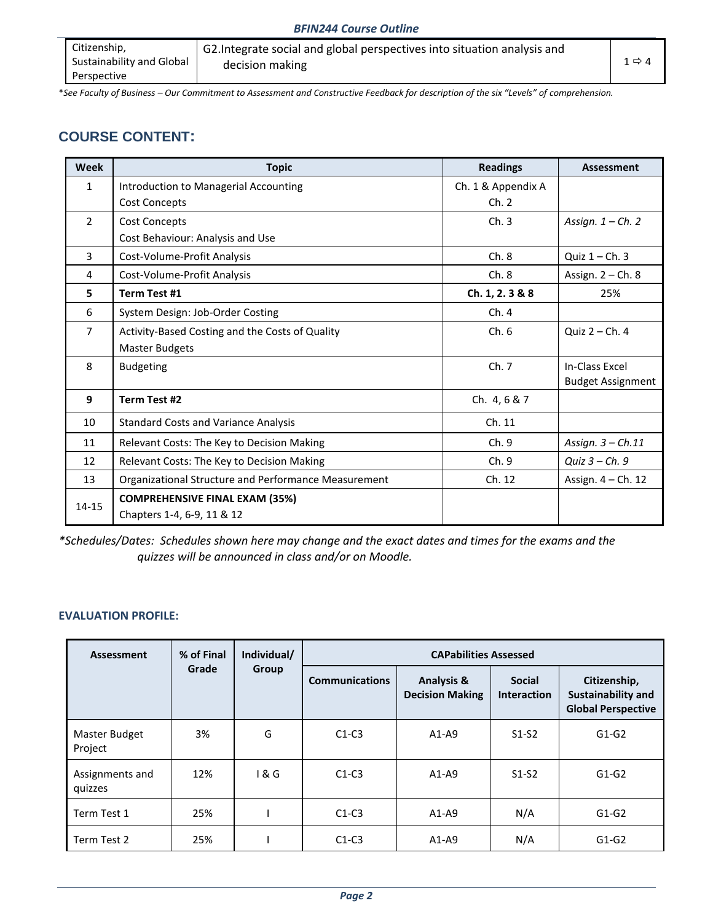| Citizenship, Sustainability and Global Perspective | G2. Integrate social and global perspectives into situation analysis and decision making | 1 ⇨ 4 |
|---|---|---|

*See Faculty of Business – Our Commitment to Assessment and Constructive Feedback for description of the six "Levels" of comprehension.*

## COURSE CONTENT:

| Week | Topic | Readings | Assessment |
|---|---|---|---|
| 1 | Introduction to Managerial Accounting<br>Cost Concepts | Ch. 1 & Appendix A<br>Ch. 2 | |
| 2 | Cost Concepts<br>Cost Behaviour: Analysis and Use | Ch. 3 | *Assign. 1 – Ch. 2* |
| 3 | Cost-Volume-Profit Analysis | Ch. 8 | Quiz 1 – Ch. 3 |
| 4 | Cost-Volume-Profit Analysis | Ch. 8 | Assign. 2 – Ch. 8 |
| **5** | **Term Test #1** | **Ch. 1, 2. 3 & 8** | 25% |
| 6 | System Design: Job-Order Costing | Ch. 4 | |
| 7 | Activity-Based Costing and the Costs of Quality<br>Master Budgets | Ch. 6 | Quiz 2 – Ch. 4 |
| 8 | Budgeting | Ch. 7 | In-Class Excel Budget Assignment |
| **9** | **Term Test #2** | Ch. 4, 6 & 7 | |
| 10 | Standard Costs and Variance Analysis | Ch. 11 | |
| 11 | Relevant Costs: The Key to Decision Making | Ch. 9 | *Assign. 3 – Ch.11* |
| 12 | Relevant Costs: The Key to Decision Making | Ch. 9 | *Quiz 3 – Ch. 9* |
| 13 | Organizational Structure and Performance Measurement | Ch. 12 | Assign. 4 – Ch. 12 |
| 14-15 | **COMPREHENSIVE FINAL EXAM (35%)**<br>Chapters 1-4, 6-9, 11 & 12 | | |

*\*Schedules/Dates: Schedules shown here may change and the exact dates and times for the exams and the quizzes will be announced in class and/or on Moodle.*

### EVALUATION PROFILE:

| Assessment | % of Final Grade | Individual/ Group | CAPabilities Assessed | | | |
|---|---|---|---|---|---|---|
| | | | Communications | Analysis & Decision Making | Social Interaction | Citizenship, Sustainability and Global Perspective |
| Master Budget Project | 3% | G | C1-C3 | A1-A9 | S1-S2 | G1-G2 |
| Assignments and quizzes | 12% | I & G | C1-C3 | A1-A9 | S1-S2 | G1-G2 |
| Term Test 1 | 25% | I | C1-C3 | A1-A9 | N/A | G1-G2 |
| Term Test 2 | 25% | I | C1-C3 | A1-A9 | N/A | G1-G2 |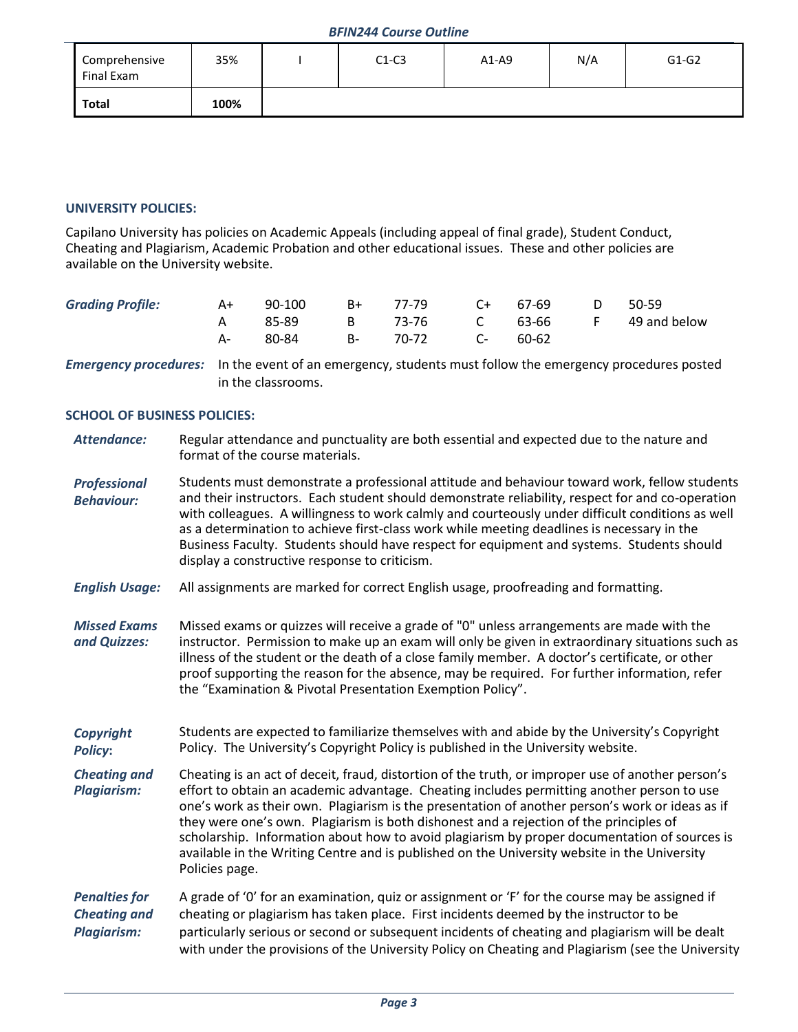| Comprehensive Final Exam | 35% | I | C1-C3 | A1-A9 | N/A | G1-G2 |
|---|---|---|---|---|---|---|
| **Total** | **100%** | | | | | |

### UNIVERSITY POLICIES:

Capilano University has policies on Academic Appeals (including appeal of final grade), Student Conduct, Cheating and Plagiarism, Academic Probation and other educational issues. These and other policies are available on the University website.

***Grading Profile:***

| | | | | | | | |
|---|---|---|---|---|---|---|---|
| A+ | 90-100 | B+ | 77-79 | C+ | 67-69 | D | 50-59 |
| A | 85-89 | B | 73-76 | C | 63-66 | F | 49 and below |
| A- | 80-84 | B- | 70-72 | C- | 60-62 | | |

***Emergency procedures:*** In the event of an emergency, students must follow the emergency procedures posted in the classrooms.

### SCHOOL OF BUSINESS POLICIES:

***Attendance:*** Regular attendance and punctuality are both essential and expected due to the nature and format of the course materials.

***Professional Behaviour:*** Students must demonstrate a professional attitude and behaviour toward work, fellow students and their instructors. Each student should demonstrate reliability, respect for and co-operation with colleagues. A willingness to work calmly and courteously under difficult conditions as well as a determination to achieve first-class work while meeting deadlines is necessary in the Business Faculty. Students should have respect for equipment and systems. Students should display a constructive response to criticism.

***English Usage:*** All assignments are marked for correct English usage, proofreading and formatting.

***Missed Exams and Quizzes:*** Missed exams or quizzes will receive a grade of "0" unless arrangements are made with the instructor. Permission to make up an exam will only be given in extraordinary situations such as illness of the student or the death of a close family member. A doctor's certificate, or other proof supporting the reason for the absence, may be required. For further information, refer the "Examination & Pivotal Presentation Exemption Policy".

***Copyright Policy:*** Students are expected to familiarize themselves with and abide by the University's Copyright Policy. The University's Copyright Policy is published in the University website.

***Cheating and Plagiarism:*** Cheating is an act of deceit, fraud, distortion of the truth, or improper use of another person's effort to obtain an academic advantage. Cheating includes permitting another person to use one's work as their own. Plagiarism is the presentation of another person's work or ideas as if they were one's own. Plagiarism is both dishonest and a rejection of the principles of scholarship. Information about how to avoid plagiarism by proper documentation of sources is available in the Writing Centre and is published on the University website in the University Policies page.

***Penalties for Cheating and Plagiarism:*** A grade of '0' for an examination, quiz or assignment or 'F' for the course may be assigned if cheating or plagiarism has taken place. First incidents deemed by the instructor to be particularly serious or second or subsequent incidents of cheating and plagiarism will be dealt with under the provisions of the University Policy on Cheating and Plagiarism (see the University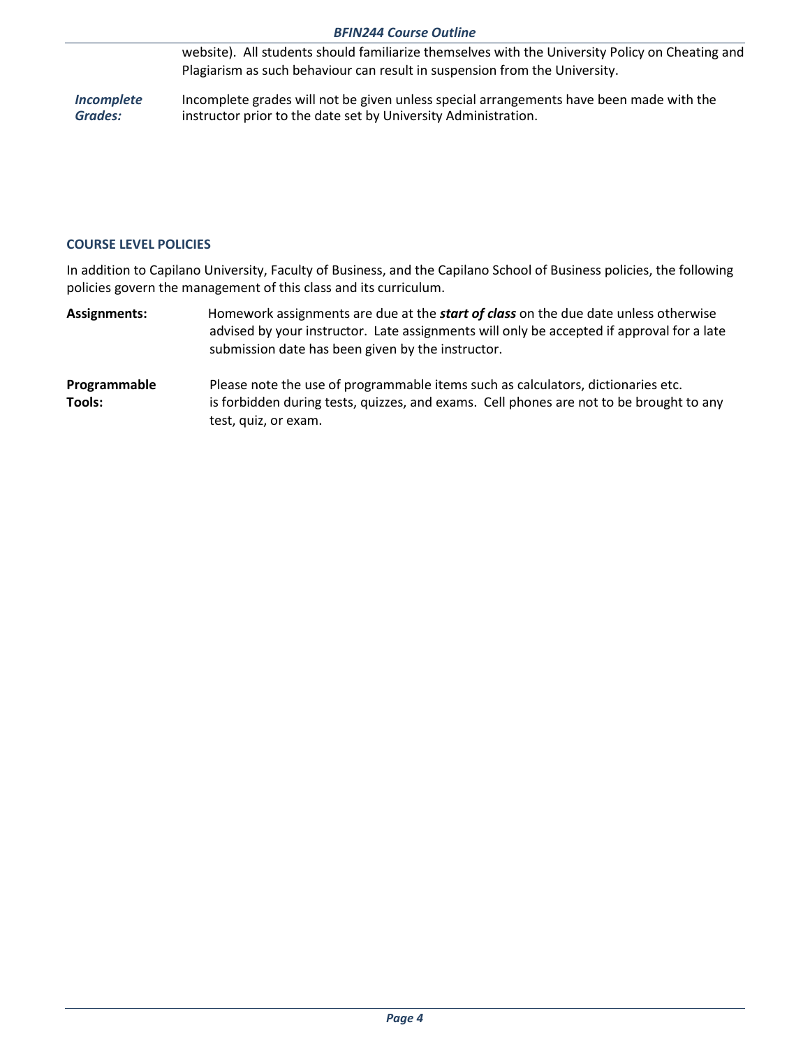website). All students should familiarize themselves with the University Policy on Cheating and Plagiarism as such behaviour can result in suspension from the University.

***Incomplete Grades:*** Incomplete grades will not be given unless special arrangements have been made with the instructor prior to the date set by University Administration.

## COURSE LEVEL POLICIES

In addition to Capilano University, Faculty of Business, and the Capilano School of Business policies, the following policies govern the management of this class and its curriculum.

**Assignments:** Homework assignments are due at the ***start of class*** on the due date unless otherwise advised by your instructor. Late assignments will only be accepted if approval for a late submission date has been given by the instructor.

**Programmable Tools:** Please note the use of programmable items such as calculators, dictionaries etc. is forbidden during tests, quizzes, and exams. Cell phones are not to be brought to any test, quiz, or exam.